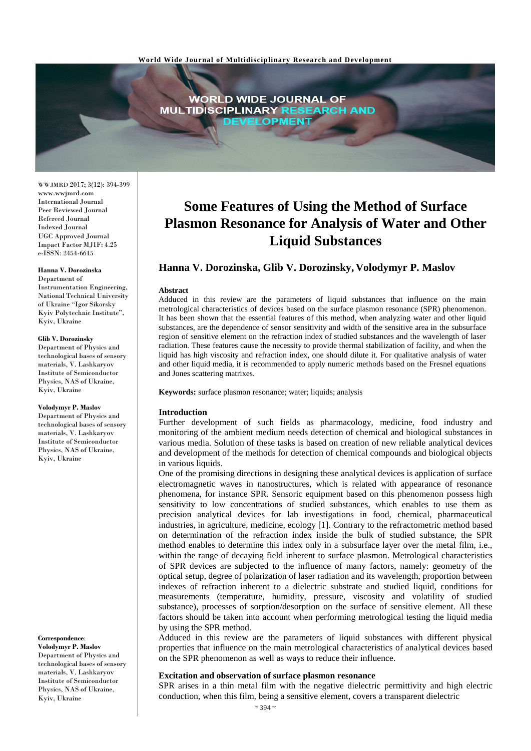# Some Features of Using the Method of Surface Plasmon Resonance for Analysis of Water and Other Liquid Substances

## Hanna V. Dorozinska, Glib V. Dorozinsky, Volodymyr P. Maslov

**Hanna V. Dorozinska**
Department of Instrumentation Engineering, National Technical University of Ukraine "Igor Sikorsky Kyiv Polytechnic Institute", Kyiv, Ukraine

**Glib V. Dorozinsky**
Department of Physics and technological bases of sensory materials, V. Lashkaryov Institute of Semiconductor Physics, NAS of Ukraine, Kyiv, Ukraine

**Volodymyr P. Maslov**
Department of Physics and technological bases of sensory materials, V. Lashkaryov Institute of Semiconductor Physics, NAS of Ukraine, Kyiv, Ukraine

**Correspondence**:
**Volodymyr P. Maslov**
Department of Physics and technological bases of sensory materials, V. Lashkaryov Institute of Semiconductor Physics, NAS of Ukraine, Kyiv, Ukraine

### Abstract

Adduced in this review are the parameters of liquid substances that influence on the main metrological characteristics of devices based on the surface plasmon resonance (SPR) phenomenon. It has been shown that the essential features of this method, when analyzing water and other liquid substances, are the dependence of sensor sensitivity and width of the sensitive area in the subsurface region of sensitive element on the refraction index of studied substances and the wavelength of laser radiation. These features cause the necessity to provide thermal stabilization of facility, and when the liquid has high viscosity and refraction index, one should dilute it. For qualitative analysis of water and other liquid media, it is recommended to apply numeric methods based on the Fresnel equations and Jones scattering matrixes.

**Keywords:** surface plasmon resonance; water; liquids; analysis

### Introduction

Further development of such fields as pharmacology, medicine, food industry and monitoring of the ambient medium needs detection of chemical and biological substances in various media. Solution of these tasks is based on creation of new reliable analytical devices and development of the methods for detection of chemical compounds and biological objects in various liquids.

One of the promising directions in designing these analytical devices is application of surface electromagnetic waves in nanostructures, which is related with appearance of resonance phenomena, for instance SPR. Sensoric equipment based on this phenomenon possess high sensitivity to low concentrations of studied substances, which enables to use them as precision analytical devices for lab investigations in food, chemical, pharmaceutical industries, in agriculture, medicine, ecology [1]. Contrary to the refractometric method based on determination of the refraction index inside the bulk of studied substance, the SPR method enables to determine this index only in a subsurface layer over the metal film, i.e., within the range of decaying field inherent to surface plasmon. Metrological characteristics of SPR devices are subjected to the influence of many factors, namely: geometry of the optical setup, degree of polarization of laser radiation and its wavelength, proportion between indexes of refraction inherent to a dielectric substrate and studied liquid, conditions for measurements (temperature, humidity, pressure, viscosity and volatility of studied substance), processes of sorption/desorption on the surface of sensitive element. All these factors should be taken into account when performing metrological testing the liquid media by using the SPR method.

Adduced in this review are the parameters of liquid substances with different physical properties that influence on the main metrological characteristics of analytical devices based on the SPR phenomenon as well as ways to reduce their influence.

### Excitation and observation of surface plasmon resonance

SPR arises in a thin metal film with the negative dielectric permittivity and high electric conduction, when this film, being a sensitive element, covers a transparent dielectric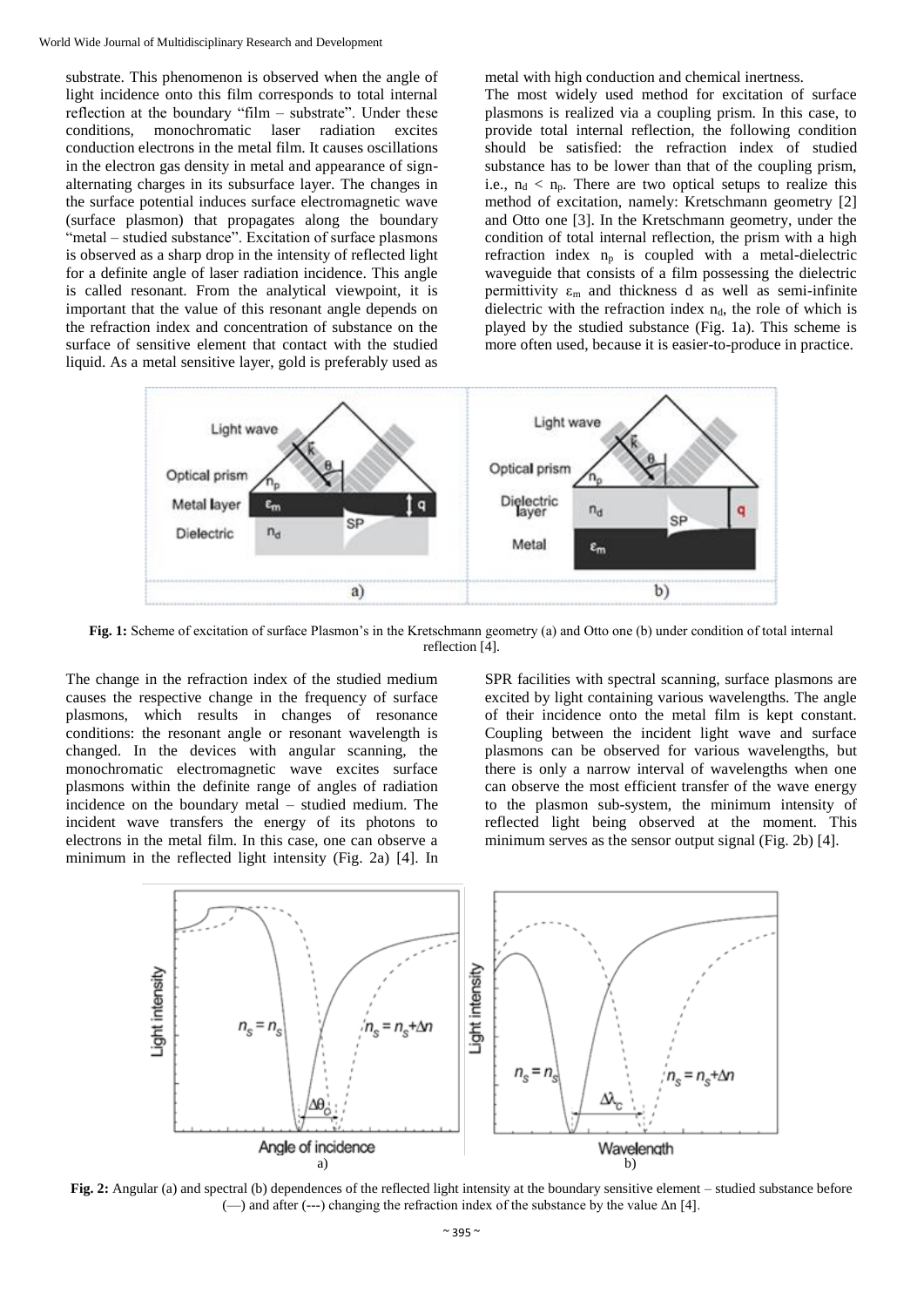substrate. This phenomenon is observed when the angle of light incidence onto this film corresponds to total internal reflection at the boundary "film – substrate". Under these conditions, monochromatic laser radiation excites conduction electrons in the metal film. It causes oscillations in the electron gas density in metal and appearance of sign-alternating charges in its subsurface layer. The changes in the surface potential induces surface electromagnetic wave (surface plasmon) that propagates along the boundary "metal – studied substance". Excitation of surface plasmons is observed as a sharp drop in the intensity of reflected light for a definite angle of laser radiation incidence. This angle is called resonant. From the analytical viewpoint, it is important that the value of this resonant angle depends on the refraction index and concentration of substance on the surface of sensitive element that contact with the studied liquid. As a metal sensitive layer, gold is preferably used as metal with high conduction and chemical inertness.

The most widely used method for excitation of surface plasmons is realized via a coupling prism. In this case, to provide total internal reflection, the following condition should be satisfied: the refraction index of studied substance has to be lower than that of the coupling prism, i.e., $n_d < n_p$. There are two optical setups to realize this method of excitation, namely: Kretschmann geometry [2] and Otto one [3]. In the Kretschmann geometry, under the condition of total internal reflection, the prism with a high refraction index $n_p$ is coupled with a metal-dielectric waveguide that consists of a film possessing the dielectric permittivity $\varepsilon_m$ and thickness d as well as semi-infinite dielectric with the refraction index $n_d$, the role of which is played by the studied substance (Fig. 1a). This scheme is more often used, because it is easier-to-produce in practice.

**Fig. 1:** Scheme of excitation of surface Plasmon's in the Kretschmann geometry (a) and Otto one (b) under condition of total internal reflection [4].

The change in the refraction index of the studied medium causes the respective change in the frequency of surface plasmons, which results in changes of resonance conditions: the resonant angle or resonant wavelength is changed. In the devices with angular scanning, the monochromatic electromagnetic wave excites surface plasmons within the definite range of angles of radiation incidence on the boundary metal – studied medium. The incident wave transfers the energy of its photons to electrons in the metal film. In this case, one can observe a minimum in the reflected light intensity (Fig. 2a) [4]. In SPR facilities with spectral scanning, surface plasmons are excited by light containing various wavelengths. The angle of their incidence onto the metal film is kept constant. Coupling between the incident light wave and surface plasmons can be observed for various wavelengths, but there is only a narrow interval of wavelengths when one can observe the most efficient transfer of the wave energy to the plasmon sub-system, the minimum intensity of reflected light being observed at the moment. This minimum serves as the sensor output signal (Fig. 2b) [4].

**Fig. 2:** Angular (a) and spectral (b) dependences of the reflected light intensity at the boundary sensitive element – studied substance before (—) and after (---) changing the refraction index of the substance by the value $\Delta n$ [4].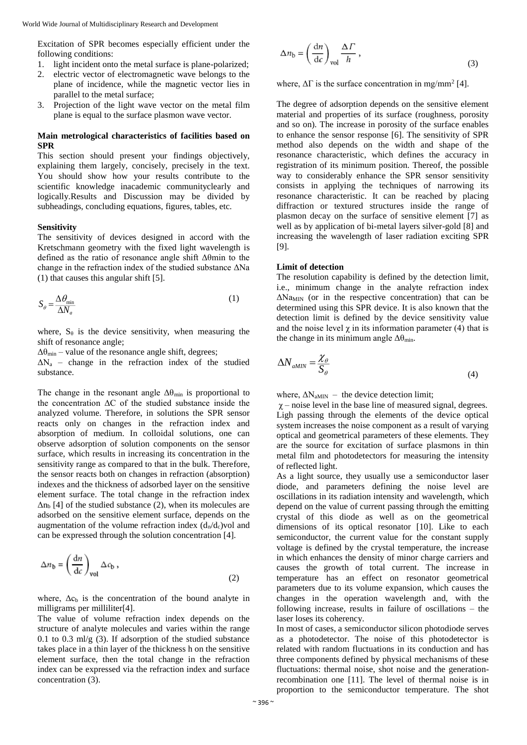Excitation of SPR becomes especially efficient under the following conditions:

1. light incident onto the metal surface is plane-polarized;
2. electric vector of electromagnetic wave belongs to the plane of incidence, while the magnetic vector lies in parallel to the metal surface;
3. Projection of the light wave vector on the metal film plane is equal to the surface plasmon wave vector.

**Main metrological characteristics of facilities based on SPR**

This section should present your findings objectively, explaining them largely, concisely, precisely in the text. You should show how your results contribute to the scientific knowledge inacademic communityclearly and logically.Results and Discussion may be divided by subheadings, concluding equations, figures, tables, etc.

**Sensitivity**

The sensitivity of devices designed in accord with the Kretschmann geometry with the fixed light wavelength is defined as the ratio of resonance angle shift $\Delta\theta$min to the change in the refraction index of the studied substance $\Delta$Na (1) that causes this angular shift [5].

$$S_\theta = \frac{\Delta\theta_{\min}}{\Delta N_a} \tag{1}$$

where, $S_\theta$ is the device sensitivity, when measuring the shift of resonance angle;

$\Delta\theta_{\min}$ – value of the resonance angle shift, degrees;

$\Delta N_a$ – change in the refraction index of the studied substance.

The change in the resonant angle $\Delta\theta_{\min}$ is proportional to the concentration $\Delta C$ of the studied substance inside the analyzed volume. Therefore, in solutions the SPR sensor reacts only on changes in the refraction index and absorption of medium. In colloidal solutions, one can observe adsorption of solution components on the sensor surface, which results in increasing its concentration in the sensitivity range as compared to that in the bulk. Therefore, the sensor reacts both on changes in refraction (absorption) indexes and the thickness of adsorbed layer on the sensitive element surface. The total change in the refraction index $\Delta n_b$ [4] of the studied substance (2), when its molecules are adsorbed on the sensitive element surface, depends on the augmentation of the volume refraction index $(d_n/d_c)$vol and can be expressed through the solution concentration [4].

$$\Delta n_b = \left(\frac{dn}{dc}\right)_{vol} \Delta c_b , \tag{2}$$

where, $\Delta c_b$ is the concentration of the bound analyte in milligrams per milliliter[4].

The value of volume refraction index depends on the structure of analyte molecules and varies within the range 0.1 to 0.3 ml/g (3). If adsorption of the studied substance takes place in a thin layer of the thickness h on the sensitive element surface, then the total change in the refraction index can be expressed via the refraction index and surface concentration (3).

$$\Delta n_b = \left(\frac{dn}{dc}\right)_{vol} \frac{\Delta \Gamma}{h} , \tag{3}$$

where, $\Delta\Gamma$ is the surface concentration in mg/mm$^2$ [4].

The degree of adsorption depends on the sensitive element material and properties of its surface (roughness, porosity and so on). The increase in porosity of the surface enables to enhance the sensor response [6]. The sensitivity of SPR method also depends on the width and shape of the resonance characteristic, which defines the accuracy in registration of its minimum position. Thereof, the possible way to considerably enhance the SPR sensor sensitivity consists in applying the techniques of narrowing its resonance characteristic. It can be reached by placing diffraction or textured structures inside the range of plasmon decay on the surface of sensitive element [7] as well as by application of bi-metal layers silver-gold [8] and increasing the wavelength of laser radiation exciting SPR [9].

**Limit of detection**

The resolution capability is defined by the detection limit, i.e., minimum change in the analyte refraction index $\Delta Na_{MIN}$ (or in the respective concentration) that can be determined using this SPR device. It is also known that the detection limit is defined by the device sensitivity value and the noise level $\chi$ in its information parameter (4) that is the change in its minimum angle $\Delta\theta_{\min}$.

$$\Delta N_{aMIN} = \frac{\chi_\theta}{S_\theta} \tag{4}$$

where, $\Delta N_{aMIN}$ – the device detection limit;

$\chi$ – noise level in the base line of measured signal, degrees.

Ligh passing through the elements of the device optical system increases the noise component as a result of varying optical and geometrical parameters of these elements. They are the source for excitation of surface plasmons in thin metal film and photodetectors for measuring the intensity of reflected light.

As a light source, they usually use a semiconductor laser diode, and parameters defining the noise level are oscillations in its radiation intensity and wavelength, which depend on the value of current passing through the emitting crystal of this diode as well as on the geometrical dimensions of its optical resonator [10]. Like to each semiconductor, the current value for the constant supply voltage is defined by the crystal temperature, the increase in which enhances the density of minor charge carriers and causes the growth of total current. The increase in temperature has an effect on resonator geometrical parameters due to its volume expansion, which causes the changes in the operation wavelength and, with the following increase, results in failure of oscillations – the laser loses its coherency.

In most of cases, a semiconductor silicon photodiode serves as a photodetector. The noise of this photodetector is related with random fluctuations in its conduction and has three components defined by physical mechanisms of these fluctuations: thermal noise, shot noise and the generation-recombination one [11]. The level of thermal noise is in proportion to the semiconductor temperature. The shot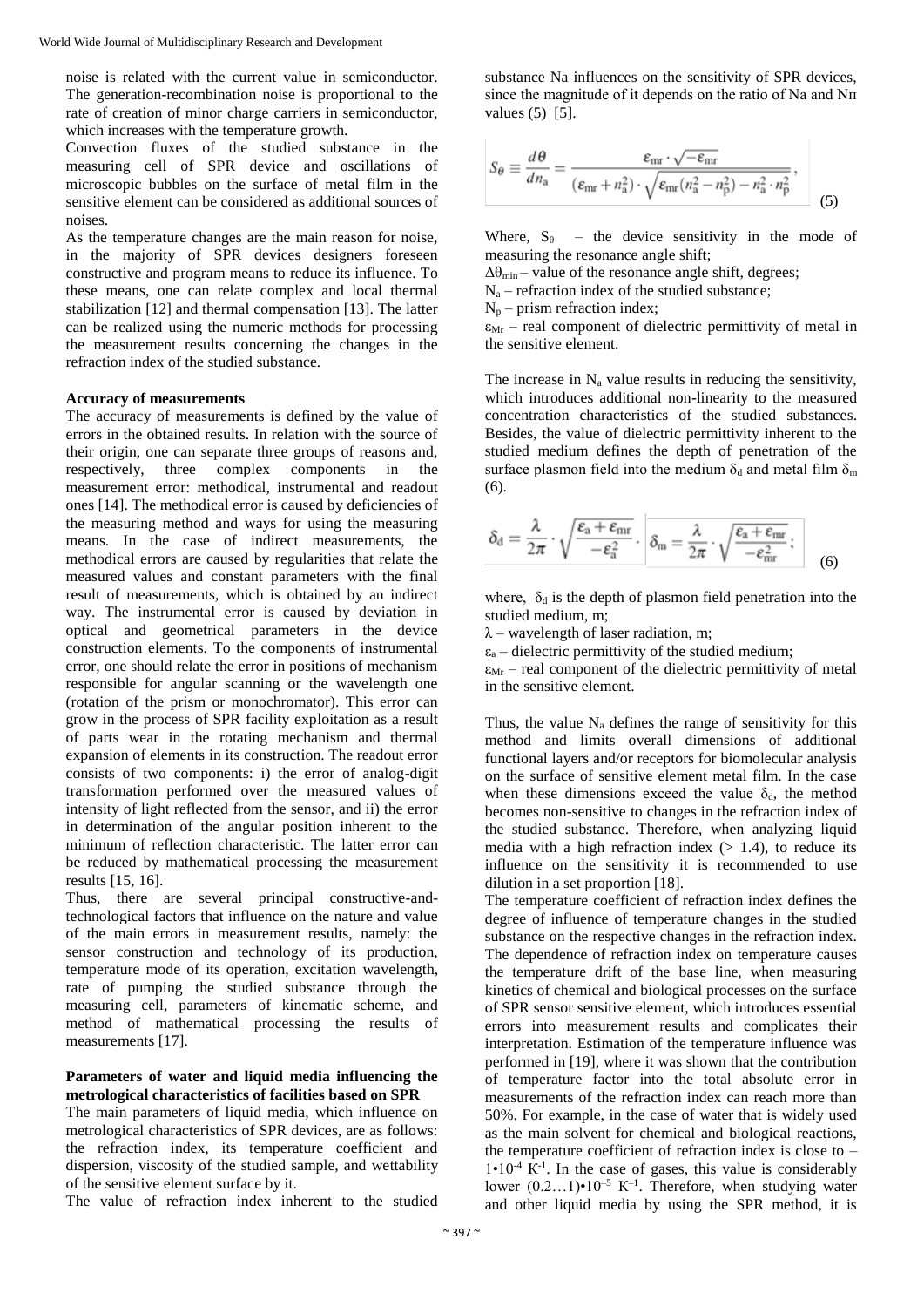noise is related with the current value in semiconductor. The generation-recombination noise is proportional to the rate of creation of minor charge carriers in semiconductor, which increases with the temperature growth.

Convection fluxes of the studied substance in the measuring cell of SPR device and oscillations of microscopic bubbles on the surface of metal film in the sensitive element can be considered as additional sources of noises.

As the temperature changes are the main reason for noise, in the majority of SPR devices designers foreseen constructive and program means to reduce its influence. To these means, one can relate complex and local thermal stabilization [12] and thermal compensation [13]. The latter can be realized using the numeric methods for processing the measurement results concerning the changes in the refraction index of the studied substance.

### Accuracy of measurements

The accuracy of measurements is defined by the value of errors in the obtained results. In relation with the source of their origin, one can separate three groups of reasons and, respectively, three complex components in the measurement error: methodical, instrumental and readout ones [14]. The methodical error is caused by deficiencies of the measuring method and ways for using the measuring means. In the case of indirect measurements, the methodical errors are caused by regularities that relate the measured values and constant parameters with the final result of measurements, which is obtained by an indirect way. The instrumental error is caused by deviation in optical and geometrical parameters in the device construction elements. To the components of instrumental error, one should relate the error in positions of mechanism responsible for angular scanning or the wavelength one (rotation of the prism or monochromator). This error can grow in the process of SPR facility exploitation as a result of parts wear in the rotating mechanism and thermal expansion of elements in its construction. The readout error consists of two components: i) the error of analog-digit transformation performed over the measured values of intensity of light reflected from the sensor, and ii) the error in determination of the angular position inherent to the minimum of reflection characteristic. The latter error can be reduced by mathematical processing the measurement results [15, 16].

Thus, there are several principal constructive-and-technological factors that influence on the nature and value of the main errors in measurement results, namely: the sensor construction and technology of its production, temperature mode of its operation, excitation wavelength, rate of pumping the studied substance through the measuring cell, parameters of kinematic scheme, and method of mathematical processing the results of measurements [17].

### Parameters of water and liquid media influencing the metrological characteristics of facilities based on SPR

The main parameters of liquid media, which influence on metrological characteristics of SPR devices, are as follows: the refraction index, its temperature coefficient and dispersion, viscosity of the studied sample, and wettability of the sensitive element surface by it.

The value of refraction index inherent to the studied substance Na influences on the sensitivity of SPR devices, since the magnitude of it depends on the ratio of Na and Nп values (5) [5].

$$S_{\theta} \equiv \frac{d\theta}{dn_{a}} = \frac{\varepsilon_{mr} \cdot \sqrt{-\varepsilon_{mr}}}{(\varepsilon_{mr} + n_{a}^{2}) \cdot \sqrt{\varepsilon_{mr}(n_{a}^{2} - n_{p}^{2}) - n_{a}^{2} \cdot n_{p}^{2}}}, \quad (5)$$

Where, $S_{\theta}$ – the device sensitivity in the mode of measuring the resonance angle shift;

$\Delta\theta_{min}$ – value of the resonance angle shift, degrees;

$N_a$ – refraction index of the studied substance;

$N_p$ – prism refraction index;

$\varepsilon_{Mr}$ – real component of dielectric permittivity of metal in the sensitive element.

The increase in $N_a$ value results in reducing the sensitivity, which introduces additional non-linearity to the measured concentration characteristics of the studied substances. Besides, the value of dielectric permittivity inherent to the studied medium defines the depth of penetration of the surface plasmon field into the medium $\delta_d$ and metal film $\delta_m$ (6).

$$\delta_{d} = \frac{\lambda}{2\pi} \cdot \sqrt{\frac{\varepsilon_{a} + \varepsilon_{mr}}{-\varepsilon_{a}^{2}}} \cdot \quad \delta_{m} = \frac{\lambda}{2\pi} \cdot \sqrt{\frac{\varepsilon_{a} + \varepsilon_{mr}}{-\varepsilon_{mr}^{2}}}; \quad (6)$$

where, $\delta_d$ is the depth of plasmon field penetration into the studied medium, m;

$\lambda$ – wavelength of laser radiation, m;

$\varepsilon_a$ – dielectric permittivity of the studied medium;

$\varepsilon_{Mr}$ – real component of the dielectric permittivity of metal in the sensitive element.

Thus, the value $N_a$ defines the range of sensitivity for this method and limits overall dimensions of additional functional layers and/or receptors for biomolecular analysis on the surface of sensitive element metal film. In the case when these dimensions exceed the value $\delta_d$, the method becomes non-sensitive to changes in the refraction index of the studied substance. Therefore, when analyzing liquid media with a high refraction index (> 1.4), to reduce its influence on the sensitivity it is recommended to use dilution in a set proportion [18].

The temperature coefficient of refraction index defines the degree of influence of temperature changes in the studied substance on the respective changes in the refraction index. The dependence of refraction index on temperature causes the temperature drift of the base line, when measuring kinetics of chemical and biological processes on the surface of SPR sensor sensitive element, which introduces essential errors into measurement results and complicates their interpretation. Estimation of the temperature influence was performed in [19], where it was shown that the contribution of temperature factor into the total absolute error in measurements of the refraction index can reach more than 50%. For example, in the case of water that is widely used as the main solvent for chemical and biological reactions, the temperature coefficient of refraction index is close to $-1{\bullet}10^{-4}$ $K^{-1}$. In the case of gases, this value is considerably lower $(0.2\ldots1){\bullet}10^{-5}$ $K^{-1}$. Therefore, when studying water and other liquid media by using the SPR method, it is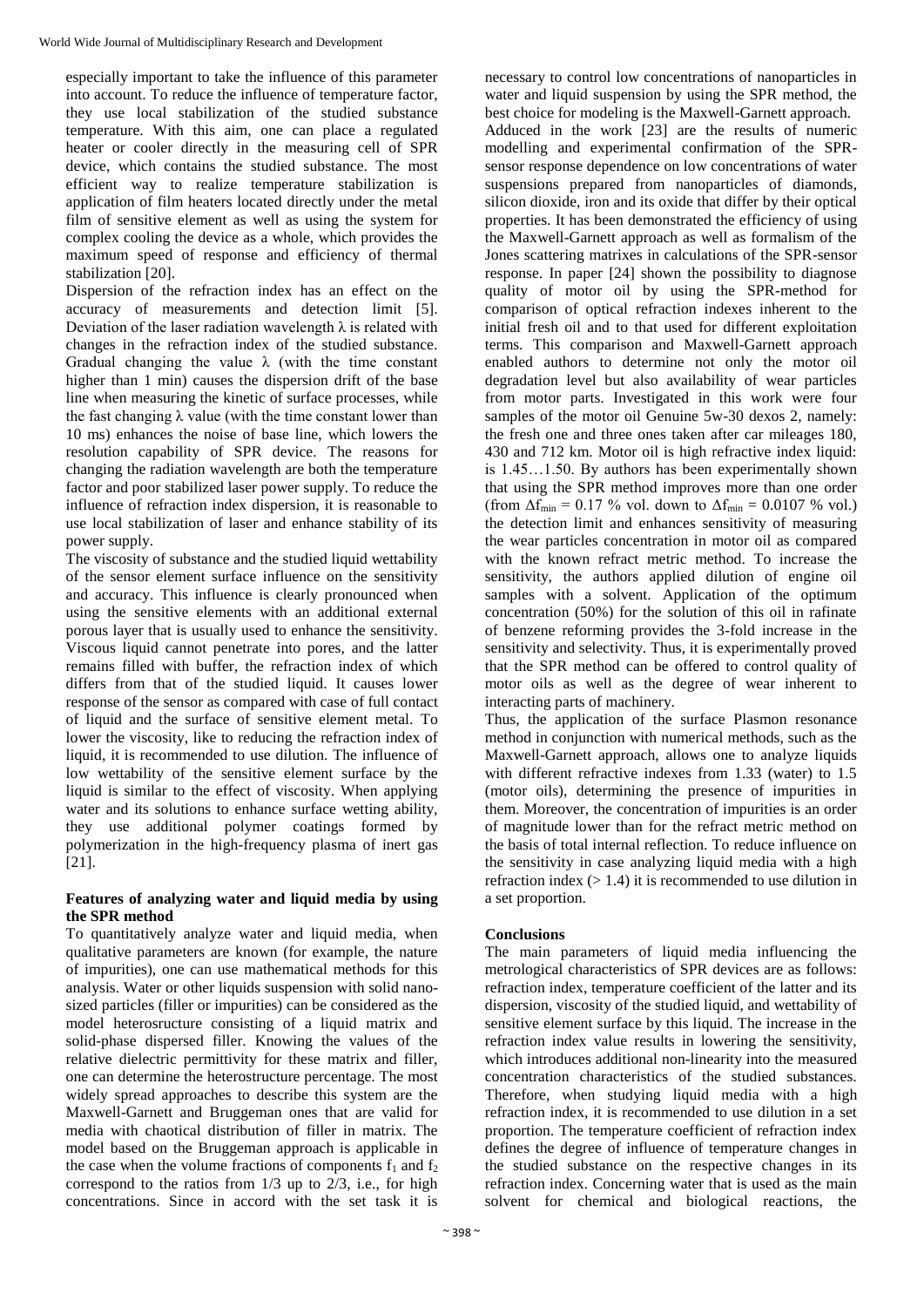especially important to take the influence of this parameter into account. To reduce the influence of temperature factor, they use local stabilization of the studied substance temperature. With this aim, one can place a regulated heater or cooler directly in the measuring cell of SPR device, which contains the studied substance. The most efficient way to realize temperature stabilization is application of film heaters located directly under the metal film of sensitive element as well as using the system for complex cooling the device as a whole, which provides the maximum speed of response and efficiency of thermal stabilization [20].

Dispersion of the refraction index has an effect on the accuracy of measurements and detection limit [5]. Deviation of the laser radiation wavelength $\lambda$ is related with changes in the refraction index of the studied substance. Gradual changing the value $\lambda$ (with the time constant higher than 1 min) causes the dispersion drift of the base line when measuring the kinetic of surface processes, while the fast changing $\lambda$ value (with the time constant lower than 10 ms) enhances the noise of base line, which lowers the resolution capability of SPR device. The reasons for changing the radiation wavelength are both the temperature factor and poor stabilized laser power supply. To reduce the influence of refraction index dispersion, it is reasonable to use local stabilization of laser and enhance stability of its power supply.

The viscosity of substance and the studied liquid wettability of the sensor element surface influence on the sensitivity and accuracy. This influence is clearly pronounced when using the sensitive elements with an additional external porous layer that is usually used to enhance the sensitivity. Viscous liquid cannot penetrate into pores, and the latter remains filled with buffer, the refraction index of which differs from that of the studied liquid. It causes lower response of the sensor as compared with case of full contact of liquid and the surface of sensitive element metal. To lower the viscosity, like to reducing the refraction index of liquid, it is recommended to use dilution. The influence of low wettability of the sensitive element surface by the liquid is similar to the effect of viscosity. When applying water and its solutions to enhance surface wetting ability, they use additional polymer coatings formed by polymerization in the high-frequency plasma of inert gas [21].

## Features of analyzing water and liquid media by using the SPR method

To quantitatively analyze water and liquid media, when qualitative parameters are known (for example, the nature of impurities), one can use mathematical methods for this analysis. Water or other liquids suspension with solid nano-sized particles (filler or impurities) can be considered as the model heterosructure consisting of a liquid matrix and solid-phase dispersed filler. Knowing the values of the relative dielectric permittivity for these matrix and filler, one can determine the heterostructure percentage. The most widely spread approaches to describe this system are the Maxwell-Garnett and Bruggeman ones that are valid for media with chaotical distribution of filler in matrix. The model based on the Bruggeman approach is applicable in the case when the volume fractions of components $f_1$ and $f_2$ correspond to the ratios from 1/3 up to 2/3, i.e., for high concentrations. Since in accord with the set task it is necessary to control low concentrations of nanoparticles in water and liquid suspension by using the SPR method, the best choice for modeling is the Maxwell-Garnett approach.

Adduced in the work [23] are the results of numeric modelling and experimental confirmation of the SPR-sensor response dependence on low concentrations of water suspensions prepared from nanoparticles of diamonds, silicon dioxide, iron and its oxide that differ by their optical properties. It has been demonstrated the efficiency of using the Maxwell-Garnett approach as well as formalism of the Jones scattering matrixes in calculations of the SPR-sensor response. In paper [24] shown the possibility to diagnose quality of motor oil by using the SPR-method for comparison of optical refraction indexes inherent to the initial fresh oil and to that used for different exploitation terms. This comparison and Maxwell-Garnett approach enabled authors to determine not only the motor oil degradation level but also availability of wear particles from motor parts. Investigated in this work were four samples of the motor oil Genuine 5w-30 dexos 2, namely: the fresh one and three ones taken after car mileages 180, 430 and 712 km. Motor oil is high refractive index liquid: is 1.45…1.50. By authors has been experimentally shown that using the SPR method improves more than one order (from $\Delta f_{min} = 0.17$ % vol. down to $\Delta f_{min} = 0.0107$ % vol.) the detection limit and enhances sensitivity of measuring the wear particles concentration in motor oil as compared with the known refract metric method. To increase the sensitivity, the authors applied dilution of engine oil samples with a solvent. Application of the optimum concentration (50%) for the solution of this oil in rafinate of benzene reforming provides the 3-fold increase in the sensitivity and selectivity. Thus, it is experimentally proved that the SPR method can be offered to control quality of motor oils as well as the degree of wear inherent to interacting parts of machinery.

Thus, the application of the surface Plasmon resonance method in conjunction with numerical methods, such as the Maxwell-Garnett approach, allows one to analyze liquids with different refractive indexes from 1.33 (water) to 1.5 (motor oils), determining the presence of impurities in them. Moreover, the concentration of impurities is an order of magnitude lower than for the refract metric method on the basis of total internal reflection. To reduce influence on the sensitivity in case analyzing liquid media with a high refraction index (> 1.4) it is recommended to use dilution in a set proportion.

## Conclusions

The main parameters of liquid media influencing the metrological characteristics of SPR devices are as follows: refraction index, temperature coefficient of the latter and its dispersion, viscosity of the studied liquid, and wettability of sensitive element surface by this liquid. The increase in the refraction index value results in lowering the sensitivity, which introduces additional non-linearity into the measured concentration characteristics of the studied substances. Therefore, when studying liquid media with a high refraction index, it is recommended to use dilution in a set proportion. The temperature coefficient of refraction index defines the degree of influence of temperature changes in the studied substance on the respective changes in its refraction index. Concerning water that is used as the main solvent for chemical and biological reactions, the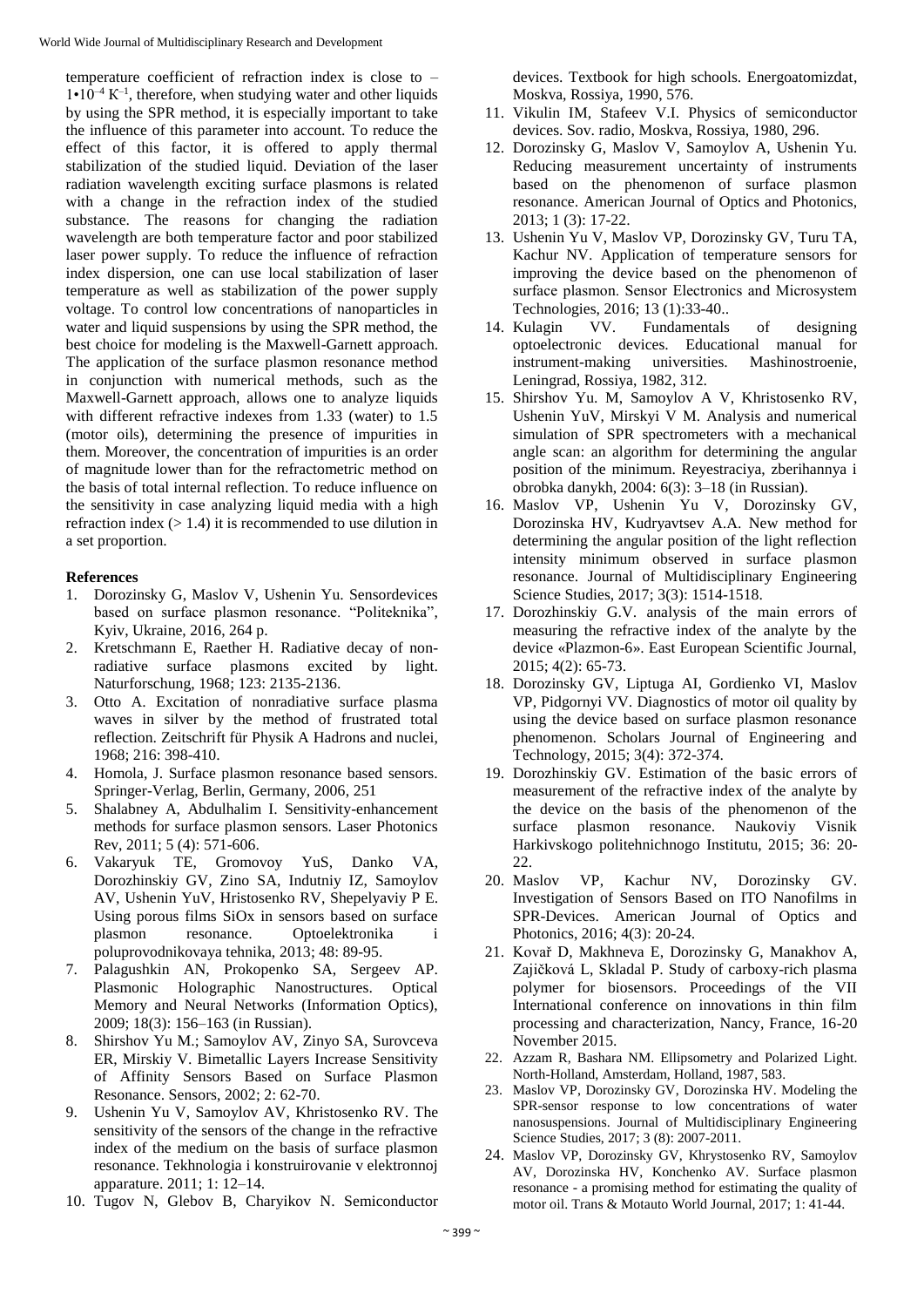temperature coefficient of refraction index is close to $-1\cdot10^{-4}$ $K^{-1}$, therefore, when studying water and other liquids by using the SPR method, it is especially important to take the influence of this parameter into account. To reduce the effect of this factor, it is offered to apply thermal stabilization of the studied liquid. Deviation of the laser radiation wavelength exciting surface plasmons is related with a change in the refraction index of the studied substance. The reasons for changing the radiation wavelength are both temperature factor and poor stabilized laser power supply. To reduce the influence of refraction index dispersion, one can use local stabilization of laser temperature as well as stabilization of the power supply voltage. To control low concentrations of nanoparticles in water and liquid suspensions by using the SPR method, the best choice for modeling is the Maxwell-Garnett approach. The application of the surface plasmon resonance method in conjunction with numerical methods, such as the Maxwell-Garnett approach, allows one to analyze liquids with different refractive indexes from 1.33 (water) to 1.5 (motor oils), determining the presence of impurities in them. Moreover, the concentration of impurities is an order of magnitude lower than for the refractometric method on the basis of total internal reflection. To reduce influence on the sensitivity in case analyzing liquid media with a high refraction index (> 1.4) it is recommended to use dilution in a set proportion.

## References

1. Dorozinsky G, Maslov V, Ushenin Yu. Sensordevices based on surface plasmon resonance. "Politeknika", Kyiv, Ukraine, 2016, 264 p.
2. Kretschmann E, Raether H. Radiative decay of non-radiative surface plasmons excited by light. Naturforschung, 1968; 123: 2135-2136.
3. Otto A. Excitation of nonradiative surface plasma waves in silver by the method of frustrated total reflection. Zeitschrift für Physik A Hadrons and nuclei, 1968; 216: 398-410.
4. Homola, J. Surface plasmon resonance based sensors. Springer-Verlag, Berlin, Germany, 2006, 251
5. Shalabney A, Abdulhalim I. Sensitivity-enhancement methods for surface plasmon sensors. Laser Photonics Rev, 2011; 5 (4): 571-606.
6. Vakaryuk TE, Gromovoy YuS, Danko VA, Dorozhinskiy GV, Zino SA, Indutniy IZ, Samoylov AV, Ushenin YuV, Hristosenko RV, Shepelyaviy P E. Using porous films SiOx in sensors based on surface plasmon resonance. Optoelektronika i poluprovodnikovaya tehnika, 2013; 48: 89-95.
7. Palagushkin AN, Prokopenko SA, Sergeev AP. Plasmonic Holographic Nanostructures. Optical Memory and Neural Networks (Information Optics), 2009; 18(3): 156–163 (in Russian).
8. Shirshov Yu M.; Samoylov AV, Zinyo SA, Surovceva ER, Mirskiy V. Bimetallic Layers Increase Sensitivity of Affinity Sensors Based on Surface Plasmon Resonance. Sensors, 2002; 2: 62-70.
9. Ushenin Yu V, Samoylov AV, Khristosenko RV. The sensitivity of the sensors of the change in the refractive index of the medium on the basis of surface plasmon resonance. Tekhnologia i konstruirovanie v elektronnoj apparature. 2011; 1: 12–14.
10. Tugov N, Glebov B, Charyikov N. Semiconductor devices. Textbook for high schools. Energoatomizdat, Moskva, Rossiya, 1990, 576.
11. Vikulin IM, Stafeev V.I. Physics of semiconductor devices. Sov. radio, Moskva, Rossiya, 1980, 296.
12. Dorozinsky G, Maslov V, Samoylov A, Ushenin Yu. Reducing measurement uncertainty of instruments based on the phenomenon of surface plasmon resonance. American Journal of Optics and Photonics, 2013; 1 (3): 17-22.
13. Ushenin Yu V, Maslov VP, Dorozinsky GV, Turu TA, Kachur NV. Application of temperature sensors for improving the device based on the phenomenon of surface plasmon. Sensor Electronics and Microsystem Technologies, 2016; 13 (1):33-40..
14. Kulagin VV. Fundamentals of designing optoelectronic devices. Educational manual for instrument-making universities. Mashinostroenie, Leningrad, Rossiya, 1982, 312.
15. Shirshov Yu. M, Samoylov A V, Khristosenko RV, Ushenin YuV, Mirskyi V M. Analysis and numerical simulation of SPR spectrometers with a mechanical angle scan: an algorithm for determining the angular position of the minimum. Reyestraciya, zberihannya i obrobka danykh, 2004: 6(3): 3–18 (in Russian).
16. Maslov VP, Ushenin Yu V, Dorozinsky GV, Dorozinska HV, Kudryavtsev A.A. New method for determining the angular position of the light reflection intensity minimum observed in surface plasmon resonance. Journal of Multidisciplinary Engineering Science Studies, 2017; 3(3): 1514-1518.
17. Dorozhinskiy G.V. analysis of the main errors of measuring the refractive index of the analyte by the device «Plazmon-6». East European Scientific Journal, 2015; 4(2): 65-73.
18. Dorozinsky GV, Liptuga AI, Gordienko VI, Maslov VP, Pidgornyi VV. Diagnostics of motor oil quality by using the device based on surface plasmon resonance phenomenon. Scholars Journal of Engineering and Technology, 2015; 3(4): 372-374.
19. Dorozhinskiy GV. Estimation of the basic errors of measurement of the refractive index of the analyte by the device on the basis of the phenomenon of the surface plasmon resonance. Naukoviy Visnik Harkivskogo politehnichnogo Institutu, 2015; 36: 20-22.
20. Maslov VP, Kachur NV, Dorozinsky GV. Investigation of Sensors Based on ITO Nanofilms in SPR-Devices. American Journal of Optics and Photonics, 2016; 4(3): 20-24.
21. Kovař D, Makhneva E, Dorozinsky G, Manakhov A, Zajičková L, Skladal P. Study of carboxy-rich plasma polymer for biosensors. Proceedings of the VII International conference on innovations in thin film processing and characterization, Nancy, France, 16-20 November 2015.
22. Azzam R, Bashara NM. Ellipsometry and Polarized Light. North-Holland, Amsterdam, Holland, 1987, 583.
23. Maslov VP, Dorozinsky GV, Dorozinska HV. Modeling the SPR-sensor response to low concentrations of water nanosuspensions. Journal of Multidisciplinary Engineering Science Studies, 2017; 3 (8): 2007-2011.
24. Maslov VP, Dorozinsky GV, Khrystosenko RV, Samoylov AV, Dorozinska HV, Konchenko AV. Surface plasmon resonance - a promising method for estimating the quality of motor oil. Trans & Motauto World Journal, 2017; 1: 41-44.